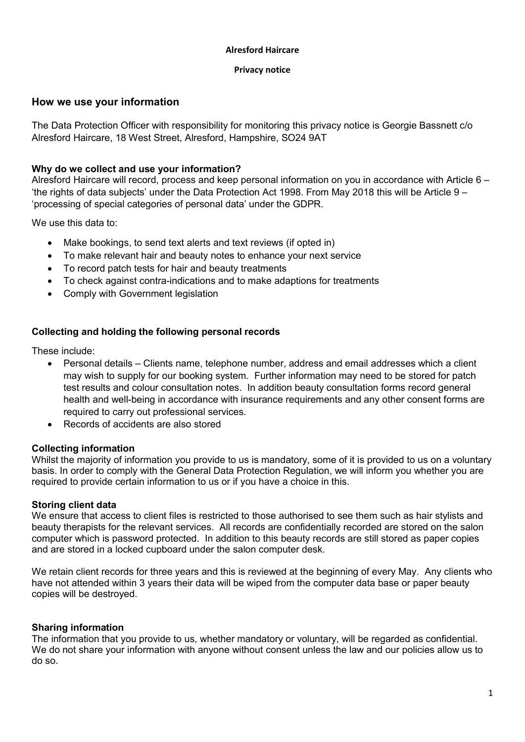**Alresford Haircare**

**Privacy notice**

## How we use your information

The Data Protection Officer with responsibility for monitoring this privacy notice is Georgie Bassnett c/o Alresford Haircare, 18 West Street, Alresford, Hampshire, SO24 9AT

### Why do we collect and use your information?

Alresford Haircare will record, process and keep personal information on you in accordance with Article 6 – 'the rights of data subjects' under the Data Protection Act 1998. From May 2018 this will be Article 9 – 'processing of special categories of personal data' under the GDPR.

We use this data to:

- Make bookings, to send text alerts and text reviews (if opted in)
- To make relevant hair and beauty notes to enhance your next service
- To record patch tests for hair and beauty treatments
- To check against contra-indications and to make adaptions for treatments
- Comply with Government legislation

### Collecting and holding the following personal records

These include:

- Personal details – Clients name, telephone number, address and email addresses which a client may wish to supply for our booking system. Further information may need to be stored for patch test results and colour consultation notes. In addition beauty consultation forms record general health and well-being in accordance with insurance requirements and any other consent forms are required to carry out professional services.
- Records of accidents are also stored

### Collecting information

Whilst the majority of information you provide to us is mandatory, some of it is provided to us on a voluntary basis. In order to comply with the General Data Protection Regulation, we will inform you whether you are required to provide certain information to us or if you have a choice in this.

### Storing client data

We ensure that access to client files is restricted to those authorised to see them such as hair stylists and beauty therapists for the relevant services. All records are confidentially recorded are stored on the salon computer which is password protected. In addition to this beauty records are still stored as paper copies and are stored in a locked cupboard under the salon computer desk.

We retain client records for three years and this is reviewed at the beginning of every May. Any clients who have not attended within 3 years their data will be wiped from the computer data base or paper beauty copies will be destroyed.

### Sharing information

The information that you provide to us, whether mandatory or voluntary, will be regarded as confidential. We do not share your information with anyone without consent unless the law and our policies allow us to do so.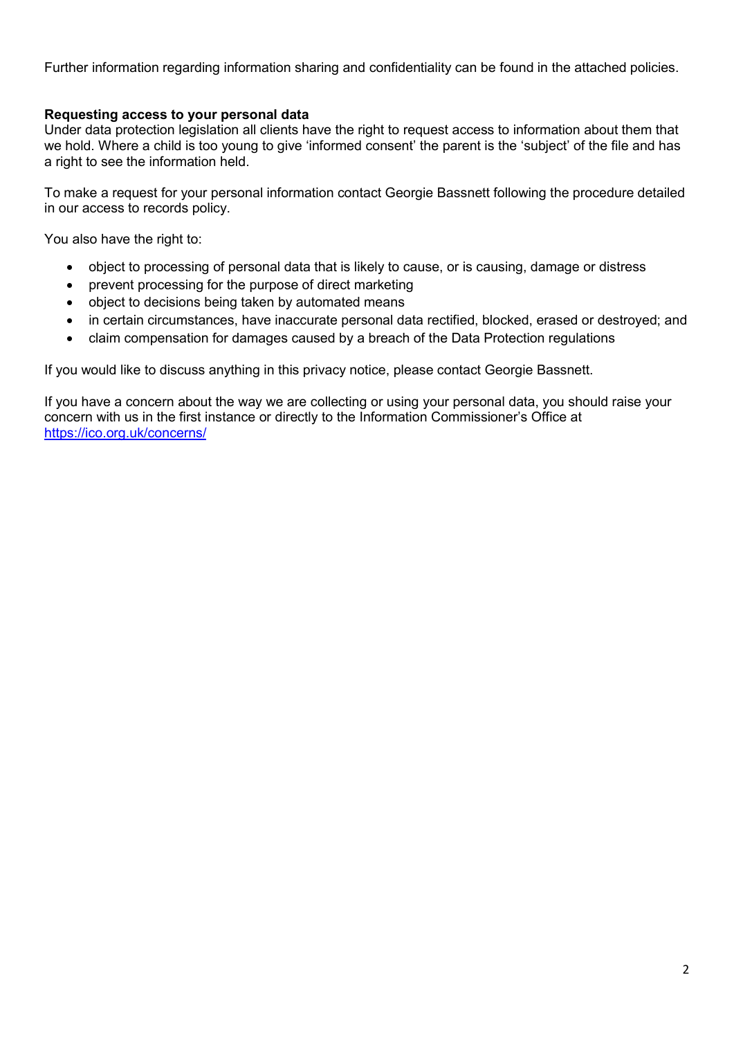Further information regarding information sharing and confidentiality can be found in the attached policies.

**Requesting access to your personal data**
Under data protection legislation all clients have the right to request access to information about them that we hold. Where a child is too young to give 'informed consent' the parent is the 'subject' of the file and has a right to see the information held.

To make a request for your personal information contact Georgie Bassnett following the procedure detailed in our access to records policy.

You also have the right to:

- object to processing of personal data that is likely to cause, or is causing, damage or distress
- prevent processing for the purpose of direct marketing
- object to decisions being taken by automated means
- in certain circumstances, have inaccurate personal data rectified, blocked, erased or destroyed; and
- claim compensation for damages caused by a breach of the Data Protection regulations

If you would like to discuss anything in this privacy notice, please contact Georgie Bassnett.

If you have a concern about the way we are collecting or using your personal data, you should raise your concern with us in the first instance or directly to the Information Commissioner's Office at [https://ico.org.uk/concerns/](https://ico.org.uk/concerns/)